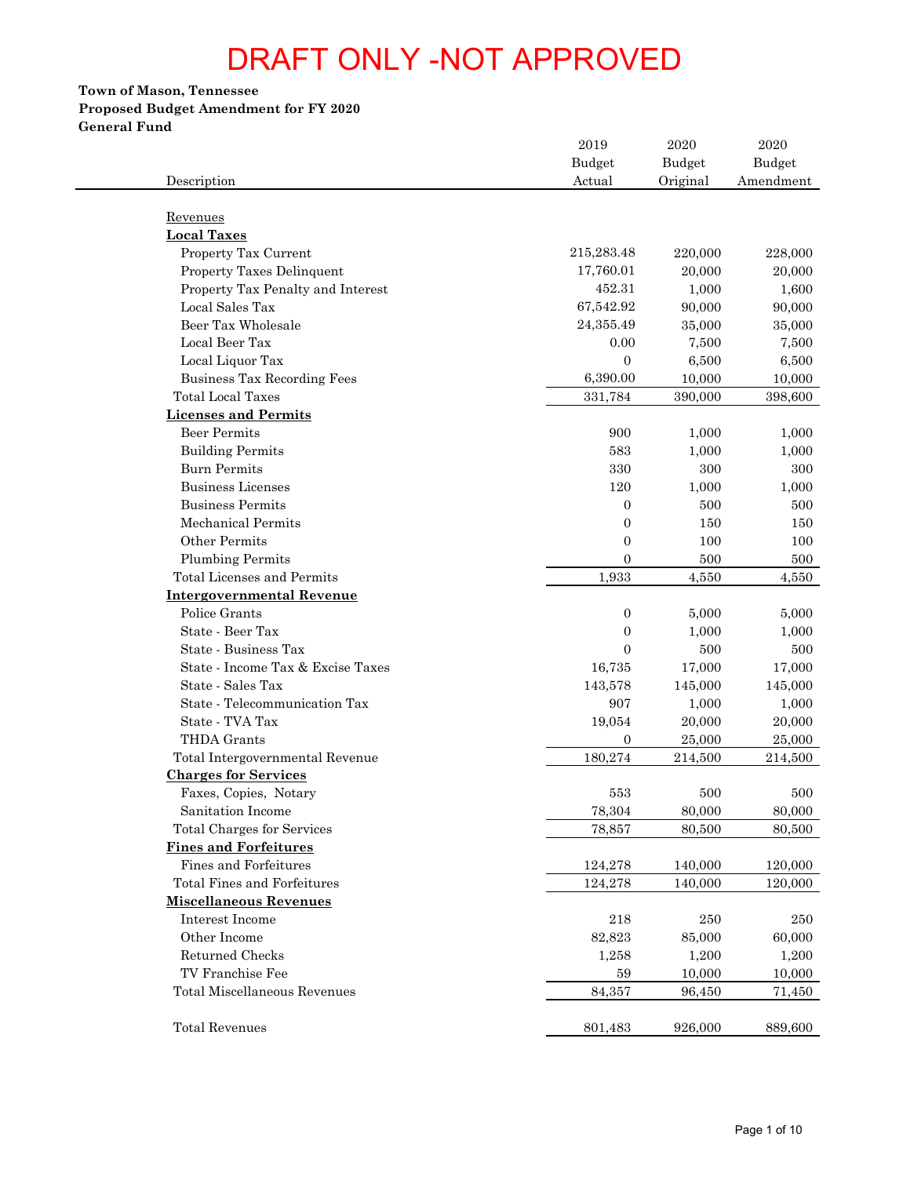# DRAFT ONLY -NOT APPROVED

**Town of Mason, Tennessee**
**Proposed Budget Amendment for FY 2020**
**General Fund**

| Description | 2019 Budget Actual | 2020 Budget Original | 2020 Budget Amendment |
|---|---|---|---|
| Revenues | | | |
| **Local Taxes** | | | |
| Property Tax Current | 215,283.48 | 220,000 | 228,000 |
| Property Taxes Delinquent | 17,760.01 | 20,000 | 20,000 |
| Property Tax Penalty and Interest | 452.31 | 1,000 | 1,600 |
| Local Sales Tax | 67,542.92 | 90,000 | 90,000 |
| Beer Tax Wholesale | 24,355.49 | 35,000 | 35,000 |
| Local Beer Tax | 0.00 | 7,500 | 7,500 |
| Local Liquor Tax | 0 | 6,500 | 6,500 |
| Business Tax Recording Fees | 6,390.00 | 10,000 | 10,000 |
| Total Local Taxes | 331,784 | 390,000 | 398,600 |
| **Licenses and Permits** | | | |
| Beer Permits | 900 | 1,000 | 1,000 |
| Building Permits | 583 | 1,000 | 1,000 |
| Burn Permits | 330 | 300 | 300 |
| Business Licenses | 120 | 1,000 | 1,000 |
| Business Permits | 0 | 500 | 500 |
| Mechanical Permits | 0 | 150 | 150 |
| Other Permits | 0 | 100 | 100 |
| Plumbing Permits | 0 | 500 | 500 |
| Total Licenses and Permits | 1,933 | 4,550 | 4,550 |
| **Intergovernmental Revenue** | | | |
| Police Grants | 0 | 5,000 | 5,000 |
| State - Beer Tax | 0 | 1,000 | 1,000 |
| State - Business Tax | 0 | 500 | 500 |
| State - Income Tax & Excise Taxes | 16,735 | 17,000 | 17,000 |
| State - Sales Tax | 143,578 | 145,000 | 145,000 |
| State - Telecommunication Tax | 907 | 1,000 | 1,000 |
| State - TVA Tax | 19,054 | 20,000 | 20,000 |
| THDA Grants | 0 | 25,000 | 25,000 |
| Total Intergovernmental Revenue | 180,274 | 214,500 | 214,500 |
| **Charges for Services** | | | |
| Faxes, Copies, Notary | 553 | 500 | 500 |
| Sanitation Income | 78,304 | 80,000 | 80,000 |
| Total Charges for Services | 78,857 | 80,500 | 80,500 |
| **Fines and Forfeitures** | | | |
| Fines and Forfeitures | 124,278 | 140,000 | 120,000 |
| Total Fines and Forfeitures | 124,278 | 140,000 | 120,000 |
| **Miscellaneous Revenues** | | | |
| Interest Income | 218 | 250 | 250 |
| Other Income | 82,823 | 85,000 | 60,000 |
| Returned Checks | 1,258 | 1,200 | 1,200 |
| TV Franchise Fee | 59 | 10,000 | 10,000 |
| Total Miscellaneous Revenues | 84,357 | 96,450 | 71,450 |
| Total Revenues | 801,483 | 926,000 | 889,600 |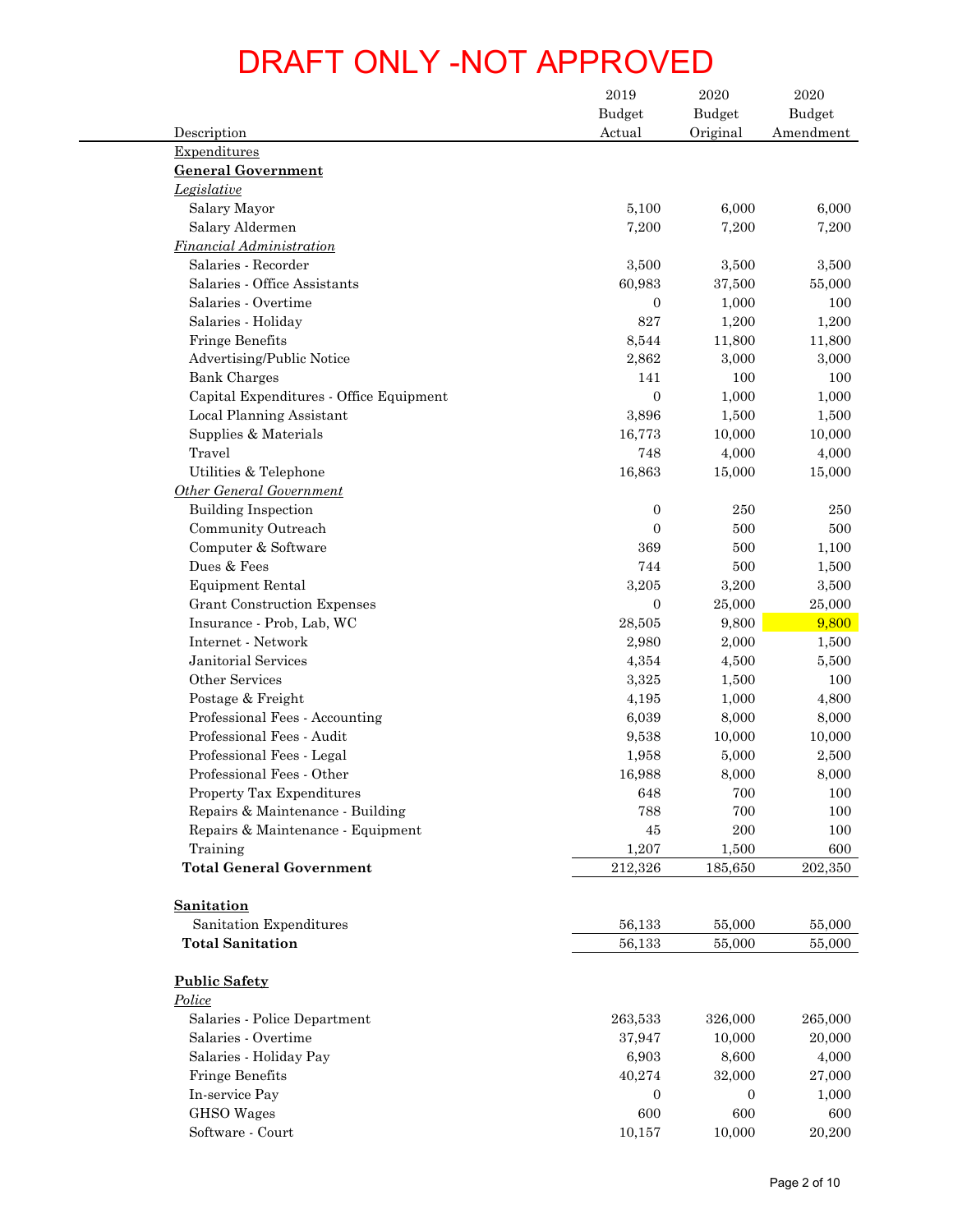# DRAFT ONLY -NOT APPROVED

| Description | 2019 Budget Actual | 2020 Budget Original | 2020 Budget Amendment |
|---|---|---|---|
| Expenditures | | | |
| **General Government** | | | |
| *Legislative* | | | |
| Salary Mayor | 5,100 | 6,000 | 6,000 |
| Salary Aldermen | 7,200 | 7,200 | 7,200 |
| *Financial Administration* | | | |
| Salaries - Recorder | 3,500 | 3,500 | 3,500 |
| Salaries - Office Assistants | 60,983 | 37,500 | 55,000 |
| Salaries - Overtime | 0 | 1,000 | 100 |
| Salaries - Holiday | 827 | 1,200 | 1,200 |
| Fringe Benefits | 8,544 | 11,800 | 11,800 |
| Advertising/Public Notice | 2,862 | 3,000 | 3,000 |
| Bank Charges | 141 | 100 | 100 |
| Capital Expenditures - Office Equipment | 0 | 1,000 | 1,000 |
| Local Planning Assistant | 3,896 | 1,500 | 1,500 |
| Supplies & Materials | 16,773 | 10,000 | 10,000 |
| Travel | 748 | 4,000 | 4,000 |
| Utilities & Telephone | 16,863 | 15,000 | 15,000 |
| *Other General Government* | | | |
| Building Inspection | 0 | 250 | 250 |
| Community Outreach | 0 | 500 | 500 |
| Computer & Software | 369 | 500 | 1,100 |
| Dues & Fees | 744 | 500 | 1,500 |
| Equipment Rental | 3,205 | 3,200 | 3,500 |
| Grant Construction Expenses | 0 | 25,000 | 25,000 |
| Insurance - Prob, Lab, WC | 28,505 | 9,800 | 9,800 |
| Internet - Network | 2,980 | 2,000 | 1,500 |
| Janitorial Services | 4,354 | 4,500 | 5,500 |
| Other Services | 3,325 | 1,500 | 100 |
| Postage & Freight | 4,195 | 1,000 | 4,800 |
| Professional Fees - Accounting | 6,039 | 8,000 | 8,000 |
| Professional Fees - Audit | 9,538 | 10,000 | 10,000 |
| Professional Fees - Legal | 1,958 | 5,000 | 2,500 |
| Professional Fees - Other | 16,988 | 8,000 | 8,000 |
| Property Tax Expenditures | 648 | 700 | 100 |
| Repairs & Maintenance - Building | 788 | 700 | 100 |
| Repairs & Maintenance - Equipment | 45 | 200 | 100 |
| Training | 1,207 | 1,500 | 600 |
| **Total General Government** | 212,326 | 185,650 | 202,350 |
| | | | |
| **Sanitation** | | | |
| Sanitation Expenditures | 56,133 | 55,000 | 55,000 |
| **Total Sanitation** | 56,133 | 55,000 | 55,000 |
| | | | |
| **Public Safety** | | | |
| *Police* | | | |
| Salaries - Police Department | 263,533 | 326,000 | 265,000 |
| Salaries - Overtime | 37,947 | 10,000 | 20,000 |
| Salaries - Holiday Pay | 6,903 | 8,600 | 4,000 |
| Fringe Benefits | 40,274 | 32,000 | 27,000 |
| In-service Pay | 0 | 0 | 1,000 |
| GHSO Wages | 600 | 600 | 600 |
| Software - Court | 10,157 | 10,000 | 20,200 |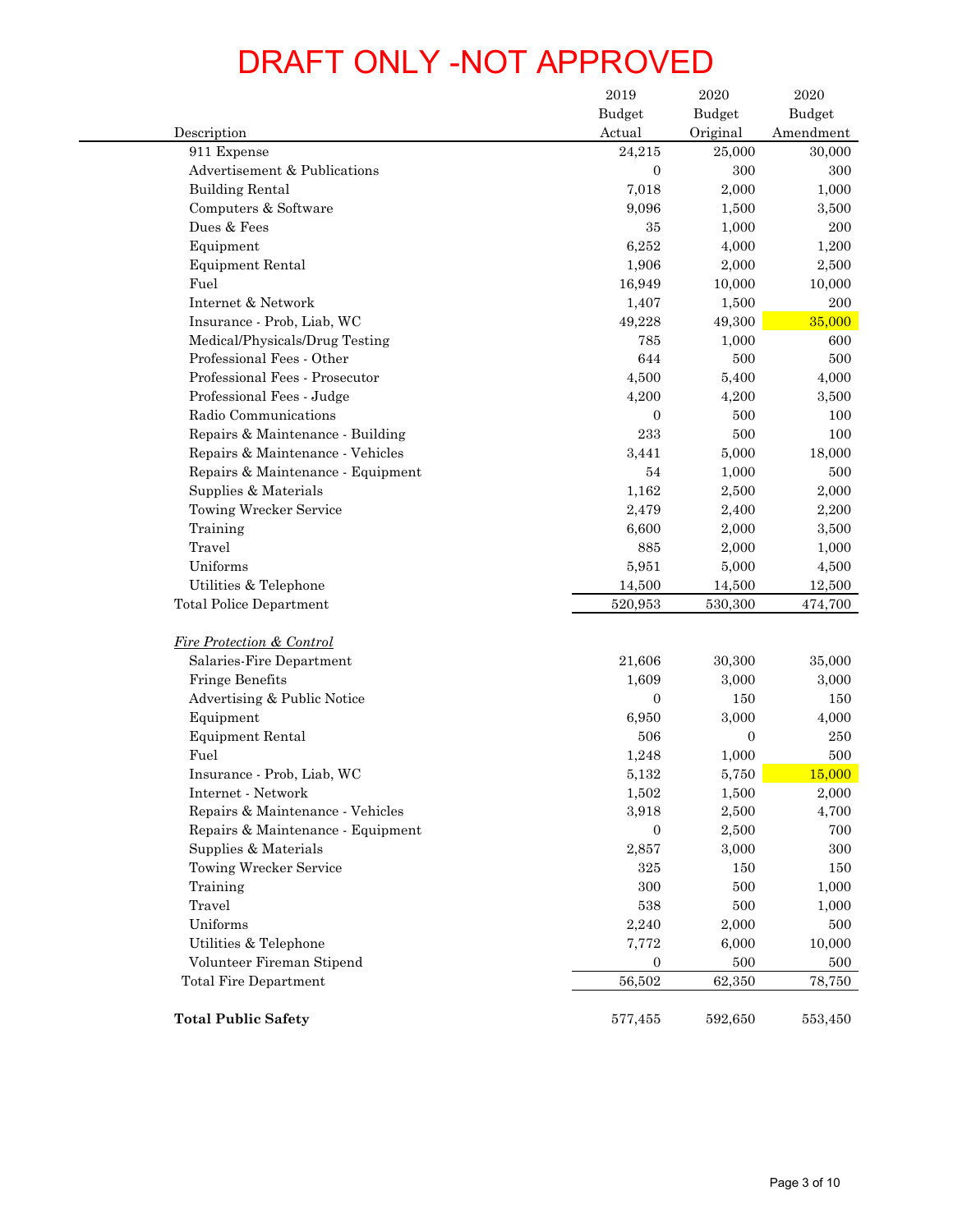# DRAFT ONLY -NOT APPROVED

| Description | 2019 Budget Actual | 2020 Budget Original | 2020 Budget Amendment |
|---|---|---|---|
| 911 Expense | 24,215 | 25,000 | 30,000 |
| Advertisement & Publications | 0 | 300 | 300 |
| Building Rental | 7,018 | 2,000 | 1,000 |
| Computers & Software | 9,096 | 1,500 | 3,500 |
| Dues & Fees | 35 | 1,000 | 200 |
| Equipment | 6,252 | 4,000 | 1,200 |
| Equipment Rental | 1,906 | 2,000 | 2,500 |
| Fuel | 16,949 | 10,000 | 10,000 |
| Internet & Network | 1,407 | 1,500 | 200 |
| Insurance - Prob, Liab, WC | 49,228 | 49,300 | 35,000 |
| Medical/Physicals/Drug Testing | 785 | 1,000 | 600 |
| Professional Fees - Other | 644 | 500 | 500 |
| Professional Fees - Prosecutor | 4,500 | 5,400 | 4,000 |
| Professional Fees - Judge | 4,200 | 4,200 | 3,500 |
| Radio Communications | 0 | 500 | 100 |
| Repairs & Maintenance - Building | 233 | 500 | 100 |
| Repairs & Maintenance - Vehicles | 3,441 | 5,000 | 18,000 |
| Repairs & Maintenance - Equipment | 54 | 1,000 | 500 |
| Supplies & Materials | 1,162 | 2,500 | 2,000 |
| Towing Wrecker Service | 2,479 | 2,400 | 2,200 |
| Training | 6,600 | 2,000 | 3,500 |
| Travel | 885 | 2,000 | 1,000 |
| Uniforms | 5,951 | 5,000 | 4,500 |
| Utilities & Telephone | 14,500 | 14,500 | 12,500 |
| Total Police Department | 520,953 | 530,300 | 474,700 |
| | | | |
| *Fire Protection & Control* | | | |
| Salaries-Fire Department | 21,606 | 30,300 | 35,000 |
| Fringe Benefits | 1,609 | 3,000 | 3,000 |
| Advertising & Public Notice | 0 | 150 | 150 |
| Equipment | 6,950 | 3,000 | 4,000 |
| Equipment Rental | 506 | 0 | 250 |
| Fuel | 1,248 | 1,000 | 500 |
| Insurance - Prob, Liab, WC | 5,132 | 5,750 | 15,000 |
| Internet - Network | 1,502 | 1,500 | 2,000 |
| Repairs & Maintenance - Vehicles | 3,918 | 2,500 | 4,700 |
| Repairs & Maintenance - Equipment | 0 | 2,500 | 700 |
| Supplies & Materials | 2,857 | 3,000 | 300 |
| Towing Wrecker Service | 325 | 150 | 150 |
| Training | 300 | 500 | 1,000 |
| Travel | 538 | 500 | 1,000 |
| Uniforms | 2,240 | 2,000 | 500 |
| Utilities & Telephone | 7,772 | 6,000 | 10,000 |
| Volunteer Fireman Stipend | 0 | 500 | 500 |
| Total Fire Department | 56,502 | 62,350 | 78,750 |
| | | | |
| **Total Public Safety** | 577,455 | 592,650 | 553,450 |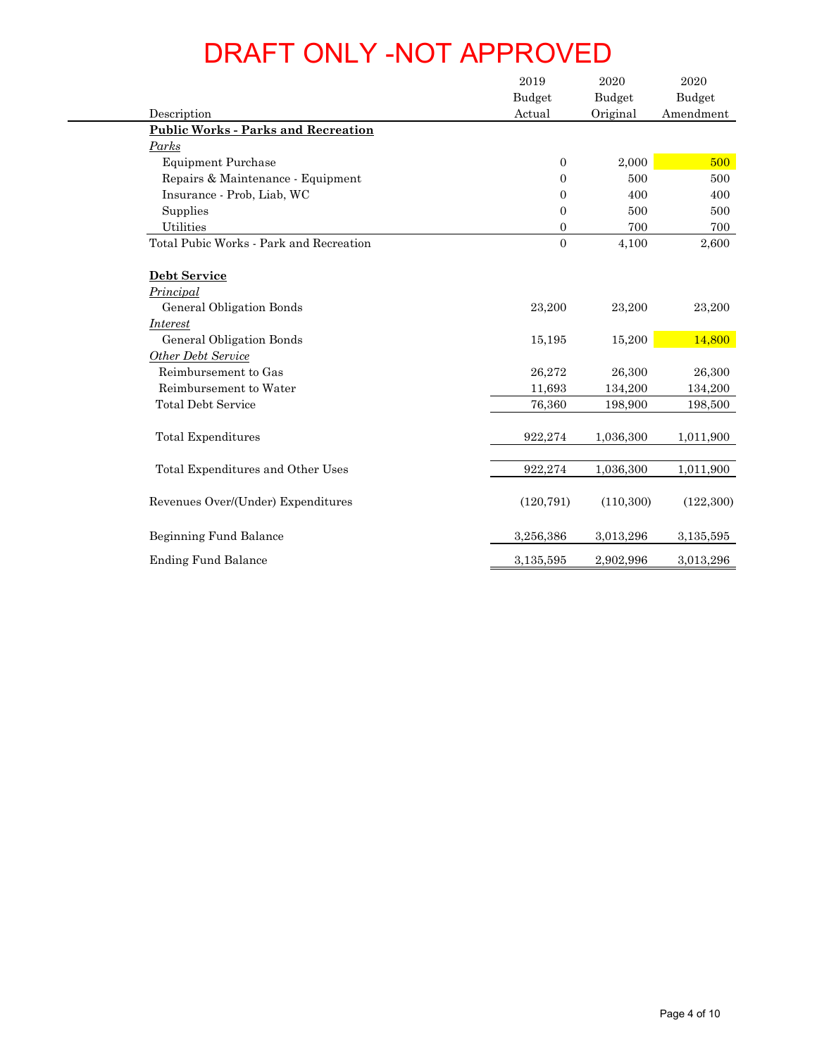# DRAFT ONLY -NOT APPROVED

| Description | 2019 Budget Actual | 2020 Budget Original | 2020 Budget Amendment |
|---|---|---|---|
| **Public Works - Parks and Recreation** | | | |
| *Parks* | | | |
| Equipment Purchase | 0 | 2,000 | 500 |
| Repairs & Maintenance - Equipment | 0 | 500 | 500 |
| Insurance - Prob, Liab, WC | 0 | 400 | 400 |
| Supplies | 0 | 500 | 500 |
| Utilities | 0 | 700 | 700 |
| Total Pubic Works - Park and Recreation | 0 | 4,100 | 2,600 |
| | | | |
| **Debt Service** | | | |
| *Principal* | | | |
| General Obligation Bonds | 23,200 | 23,200 | 23,200 |
| *Interest* | | | |
| General Obligation Bonds | 15,195 | 15,200 | 14,800 |
| *Other Debt Service* | | | |
| Reimbursement to Gas | 26,272 | 26,300 | 26,300 |
| Reimbursement to Water | 11,693 | 134,200 | 134,200 |
| Total Debt Service | 76,360 | 198,900 | 198,500 |
| | | | |
| Total Expenditures | 922,274 | 1,036,300 | 1,011,900 |
| | | | |
| Total Expenditures and Other Uses | 922,274 | 1,036,300 | 1,011,900 |
| | | | |
| Revenues Over/(Under) Expenditures | (120,791) | (110,300) | (122,300) |
| | | | |
| Beginning Fund Balance | 3,256,386 | 3,013,296 | 3,135,595 |
| Ending Fund Balance | 3,135,595 | 2,902,996 | 3,013,296 |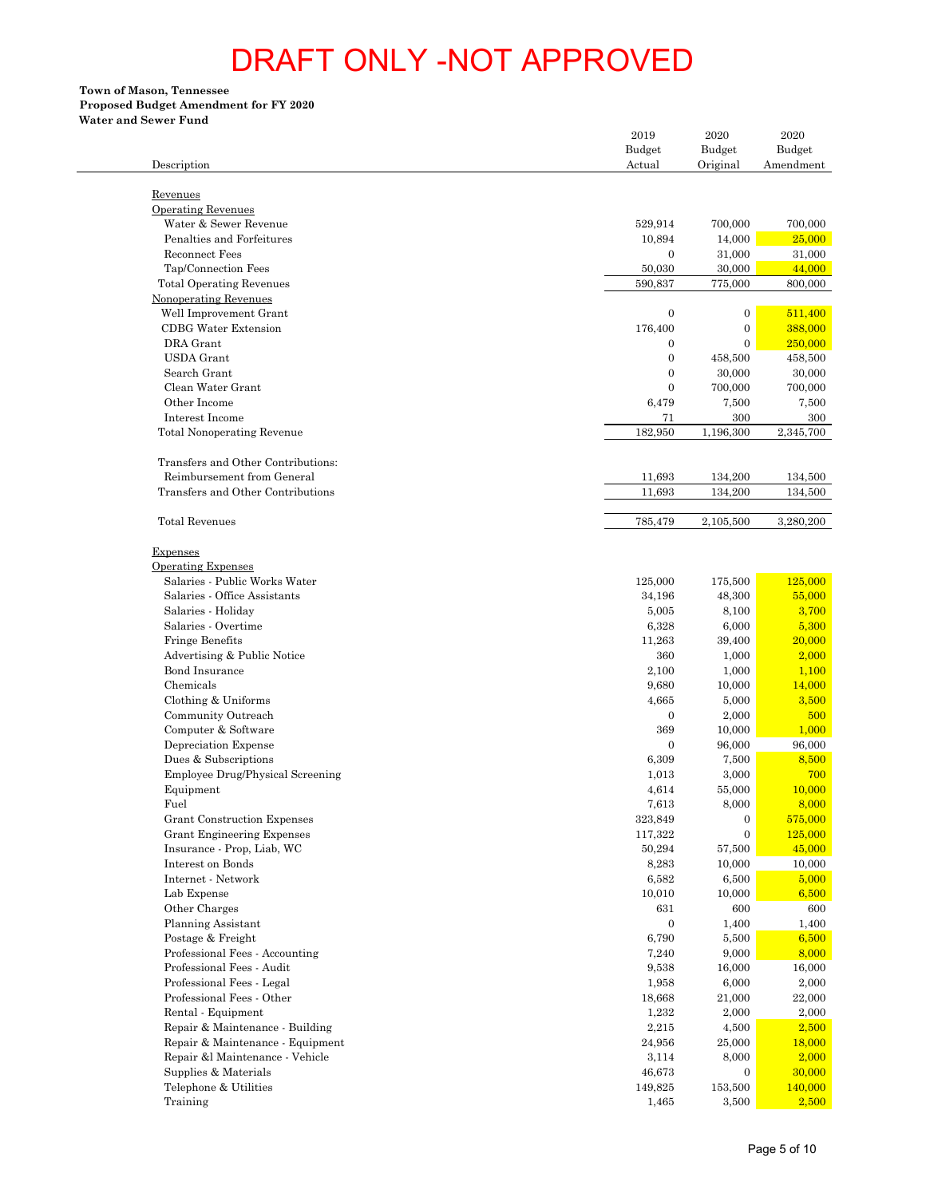# DRAFT ONLY -NOT APPROVED

**Town of Mason, Tennessee**
**Proposed Budget Amendment for FY 2020**
**Water and Sewer Fund**

| Description | 2019 Budget Actual | 2020 Budget Original | 2020 Budget Amendment |
|---|---|---|---|
| Revenues | | | |
| Operating Revenues | | | |
| Water & Sewer Revenue | 529,914 | 700,000 | 700,000 |
| Penalties and Forfeitures | 10,894 | 14,000 | 25,000 |
| Reconnect Fees | 0 | 31,000 | 31,000 |
| Tap/Connection Fees | 50,030 | 30,000 | 44,000 |
| Total Operating Revenues | 590,837 | 775,000 | 800,000 |
| Nonoperating Revenues | | | |
| Well Improvement Grant | 0 | 0 | 511,400 |
| CDBG Water Extension | 176,400 | 0 | 388,000 |
| DRA Grant | 0 | 0 | 250,000 |
| USDA Grant | 0 | 458,500 | 458,500 |
| Search Grant | 0 | 30,000 | 30,000 |
| Clean Water Grant | 0 | 700,000 | 700,000 |
| Other Income | 6,479 | 7,500 | 7,500 |
| Interest Income | 71 | 300 | 300 |
| Total Nonoperating Revenue | 182,950 | 1,196,300 | 2,345,700 |
| Transfers and Other Contributions: | | | |
| Reimbursement from General | 11,693 | 134,200 | 134,500 |
| Transfers and Other Contributions | 11,693 | 134,200 | 134,500 |
| Total Revenues | 785,479 | 2,105,500 | 3,280,200 |
| Expenses | | | |
| Operating Expenses | | | |
| Salaries - Public Works Water | 125,000 | 175,500 | 125,000 |
| Salaries - Office Assistants | 34,196 | 48,300 | 55,000 |
| Salaries - Holiday | 5,005 | 8,100 | 3,700 |
| Salaries - Overtime | 6,328 | 6,000 | 5,300 |
| Fringe Benefits | 11,263 | 39,400 | 20,000 |
| Advertising & Public Notice | 360 | 1,000 | 2,000 |
| Bond Insurance | 2,100 | 1,000 | 1,100 |
| Chemicals | 9,680 | 10,000 | 14,000 |
| Clothing & Uniforms | 4,665 | 5,000 | 3,500 |
| Community Outreach | 0 | 2,000 | 500 |
| Computer & Software | 369 | 10,000 | 1,000 |
| Depreciation Expense | 0 | 96,000 | 96,000 |
| Dues & Subscriptions | 6,309 | 7,500 | 8,500 |
| Employee Drug/Physical Screening | 1,013 | 3,000 | 700 |
| Equipment | 4,614 | 55,000 | 10,000 |
| Fuel | 7,613 | 8,000 | 8,000 |
| Grant Construction Expenses | 323,849 | 0 | 575,000 |
| Grant Engineering Expenses | 117,322 | 0 | 125,000 |
| Insurance - Prop, Liab, WC | 50,294 | 57,500 | 45,000 |
| Interest on Bonds | 8,283 | 10,000 | 10,000 |
| Internet - Network | 6,582 | 6,500 | 5,000 |
| Lab Expense | 10,010 | 10,000 | 6,500 |
| Other Charges | 631 | 600 | 600 |
| Planning Assistant | 0 | 1,400 | 1,400 |
| Postage & Freight | 6,790 | 5,500 | 6,500 |
| Professional Fees - Accounting | 7,240 | 9,000 | 8,000 |
| Professional Fees - Audit | 9,538 | 16,000 | 16,000 |
| Professional Fees - Legal | 1,958 | 6,000 | 2,000 |
| Professional Fees - Other | 18,668 | 21,000 | 22,000 |
| Rental - Equipment | 1,232 | 2,000 | 2,000 |
| Repair & Maintenance - Building | 2,215 | 4,500 | 2,500 |
| Repair & Maintenance - Equipment | 24,956 | 25,000 | 18,000 |
| Repair &l Maintenance - Vehicle | 3,114 | 8,000 | 2,000 |
| Supplies & Materials | 46,673 | 0 | 30,000 |
| Telephone & Utilities | 149,825 | 153,500 | 140,000 |
| Training | 1,465 | 3,500 | 2,500 |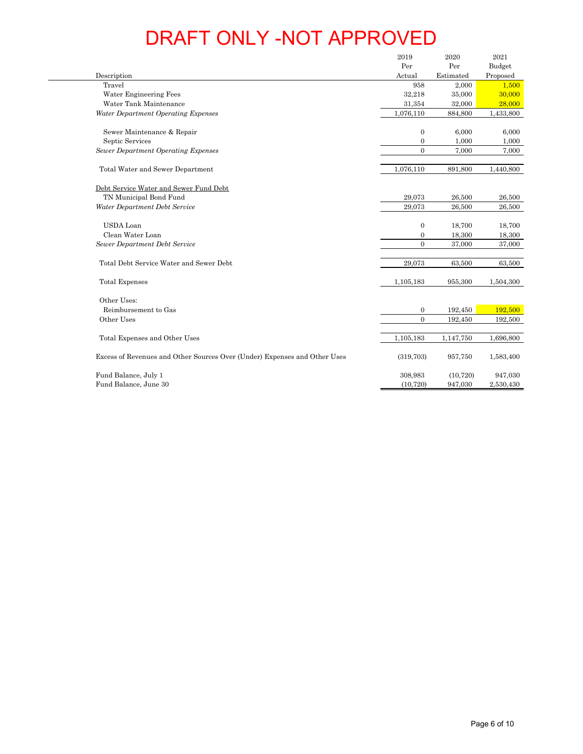# DRAFT ONLY -NOT APPROVED

| Description | 2019 Per Actual | 2020 Per Estimated | 2021 Budget Proposed |
|---|---|---|---|
| Travel | 958 | 2,000 | 1,500 |
| Water Engineering Fees | 32,218 | 35,000 | 30,000 |
| Water Tank Maintenance | 31,354 | 32,000 | 28,000 |
| *Water Department Operating Expenses* | 1,076,110 | 884,800 | 1,433,800 |
| | | | |
| Sewer Maintenance & Repair | 0 | 6,000 | 6,000 |
| Septic Services | 0 | 1,000 | 1,000 |
| *Sewer Department Operating Expenses* | 0 | 7,000 | 7,000 |
| | | | |
| Total Water and Sewer Department | 1,076,110 | 891,800 | 1,440,800 |
| | | | |
| Debt Service Water and Sewer Fund Debt | | | |
| TN Municipal Bond Fund | 29,073 | 26,500 | 26,500 |
| *Water Department Debt Service* | 29,073 | 26,500 | 26,500 |
| | | | |
| USDA Loan | 0 | 18,700 | 18,700 |
| Clean Water Loan | 0 | 18,300 | 18,300 |
| *Sewer Department Debt Service* | 0 | 37,000 | 37,000 |
| | | | |
| Total Debt Service Water and Sewer Debt | 29,073 | 63,500 | 63,500 |
| | | | |
| Total Expenses | 1,105,183 | 955,300 | 1,504,300 |
| | | | |
| Other Uses: | | | |
| Reimbursement to Gas | 0 | 192,450 | 192,500 |
| Other Uses | 0 | 192,450 | 192,500 |
| | | | |
| Total Expenses and Other Uses | 1,105,183 | 1,147,750 | 1,696,800 |
| | | | |
| Excess of Revenues and Other Sources Over (Under) Expenses and Other Uses | (319,703) | 957,750 | 1,583,400 |
| | | | |
| Fund Balance, July 1 | 308,983 | (10,720) | 947,030 |
| Fund Balance, June 30 | (10,720) | 947,030 | 2,530,430 |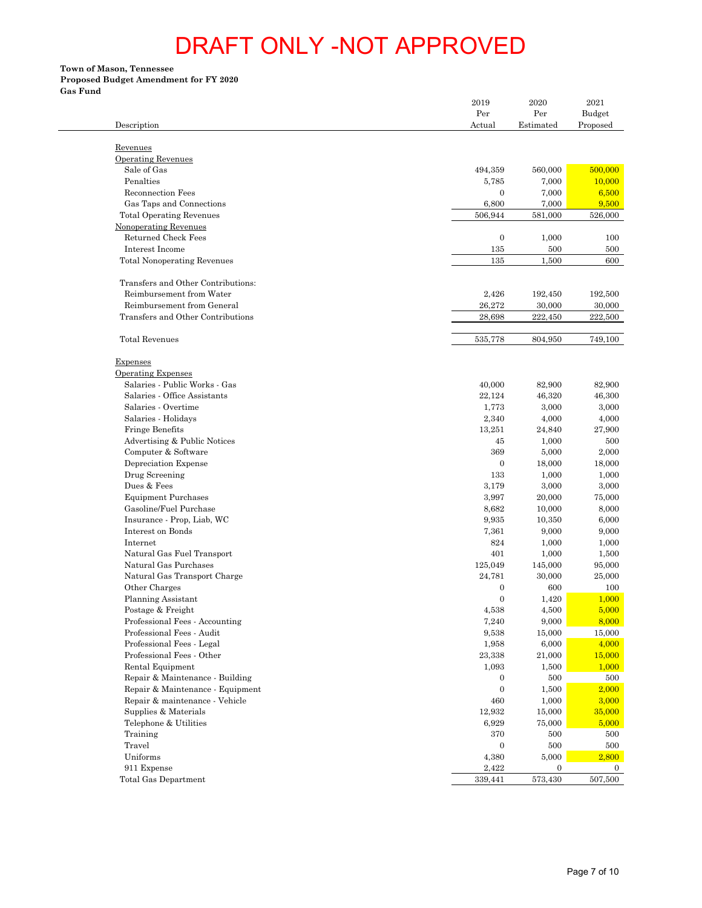# DRAFT ONLY -NOT APPROVED

**Town of Mason, Tennessee**
**Proposed Budget Amendment for FY 2020**
**Gas Fund**

| Description | 2019 Per Actual | 2020 Per Estimated | 2021 Budget Proposed |
|---|---|---|---|
| Revenues | | | |
| Operating Revenues | | | |
| Sale of Gas | 494,359 | 560,000 | 500,000 |
| Penalties | 5,785 | 7,000 | 10,000 |
| Reconnection Fees | 0 | 7,000 | 6,500 |
| Gas Taps and Connections | 6,800 | 7,000 | 9,500 |
| Total Operating Revenues | 506,944 | 581,000 | 526,000 |
| Nonoperating Revenues | | | |
| Returned Check Fees | 0 | 1,000 | 100 |
| Interest Income | 135 | 500 | 500 |
| Total Nonoperating Revenues | 135 | 1,500 | 600 |
| Transfers and Other Contributions: | | | |
| Reimbursement from Water | 2,426 | 192,450 | 192,500 |
| Reimbursement from General | 26,272 | 30,000 | 30,000 |
| Transfers and Other Contributions | 28,698 | 222,450 | 222,500 |
| Total Revenues | 535,778 | 804,950 | 749,100 |
| Expenses | | | |
| Operating Expenses | | | |
| Salaries - Public Works - Gas | 40,000 | 82,900 | 82,900 |
| Salaries - Office Assistants | 22,124 | 46,320 | 46,300 |
| Salaries - Overtime | 1,773 | 3,000 | 3,000 |
| Salaries - Holidays | 2,340 | 4,000 | 4,000 |
| Fringe Benefits | 13,251 | 24,840 | 27,900 |
| Advertising & Public Notices | 45 | 1,000 | 500 |
| Computer & Software | 369 | 5,000 | 2,000 |
| Depreciation Expense | 0 | 18,000 | 18,000 |
| Drug Screening | 133 | 1,000 | 1,000 |
| Dues & Fees | 3,179 | 3,000 | 3,000 |
| Equipment Purchases | 3,997 | 20,000 | 75,000 |
| Gasoline/Fuel Purchase | 8,682 | 10,000 | 8,000 |
| Insurance - Prop, Liab, WC | 9,935 | 10,350 | 6,000 |
| Interest on Bonds | 7,361 | 9,000 | 9,000 |
| Internet | 824 | 1,000 | 1,000 |
| Natural Gas Fuel Transport | 401 | 1,000 | 1,500 |
| Natural Gas Purchases | 125,049 | 145,000 | 95,000 |
| Natural Gas Transport Charge | 24,781 | 30,000 | 25,000 |
| Other Charges | 0 | 600 | 100 |
| Planning Assistant | 0 | 1,420 | 1,000 |
| Postage & Freight | 4,538 | 4,500 | 5,000 |
| Professional Fees - Accounting | 7,240 | 9,000 | 8,000 |
| Professional Fees - Audit | 9,538 | 15,000 | 15,000 |
| Professional Fees - Legal | 1,958 | 6,000 | 4,000 |
| Professional Fees - Other | 23,338 | 21,000 | 15,000 |
| Rental Equipment | 1,093 | 1,500 | 1,000 |
| Repair & Maintenance - Building | 0 | 500 | 500 |
| Repair & Maintenance - Equipment | 0 | 1,500 | 2,000 |
| Repair & maintenance - Vehicle | 460 | 1,000 | 3,000 |
| Supplies & Materials | 12,932 | 15,000 | 35,000 |
| Telephone & Utilities | 6,929 | 75,000 | 5,000 |
| Training | 370 | 500 | 500 |
| Travel | 0 | 500 | 500 |
| Uniforms | 4,380 | 5,000 | 2,800 |
| 911 Expense | 2,422 | 0 | 0 |
| Total Gas Department | 339,441 | 573,430 | 507,500 |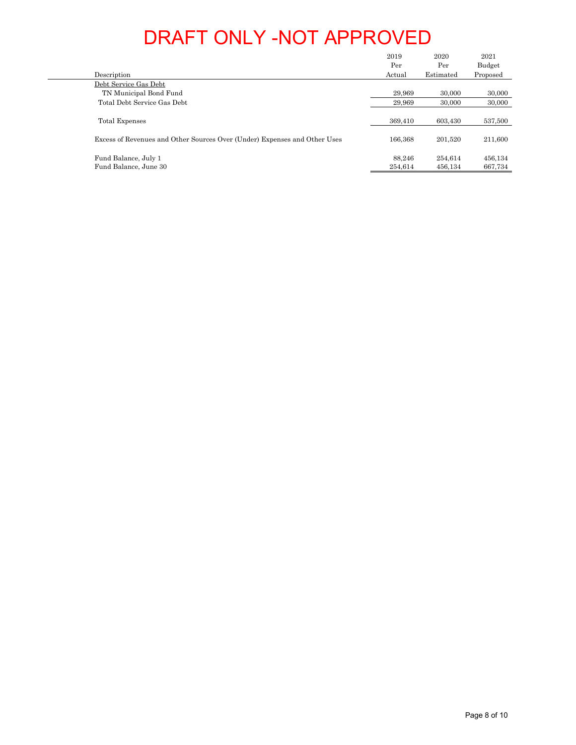# DRAFT ONLY -NOT APPROVED

| Description | 2019 Per Actual | 2020 Per Estimated | 2021 Budget Proposed |
|---|---|---|---|
| Debt Service Gas Debt | | | |
| TN Municipal Bond Fund | 29,969 | 30,000 | 30,000 |
| Total Debt Service Gas Debt | 29,969 | 30,000 | 30,000 |
| Total Expenses | 369,410 | 603,430 | 537,500 |
| Excess of Revenues and Other Sources Over (Under) Expenses and Other Uses | 166,368 | 201,520 | 211,600 |
| Fund Balance, July 1 | 88,246 | 254,614 | 456,134 |
| Fund Balance, June 30 | 254,614 | 456,134 | 667,734 |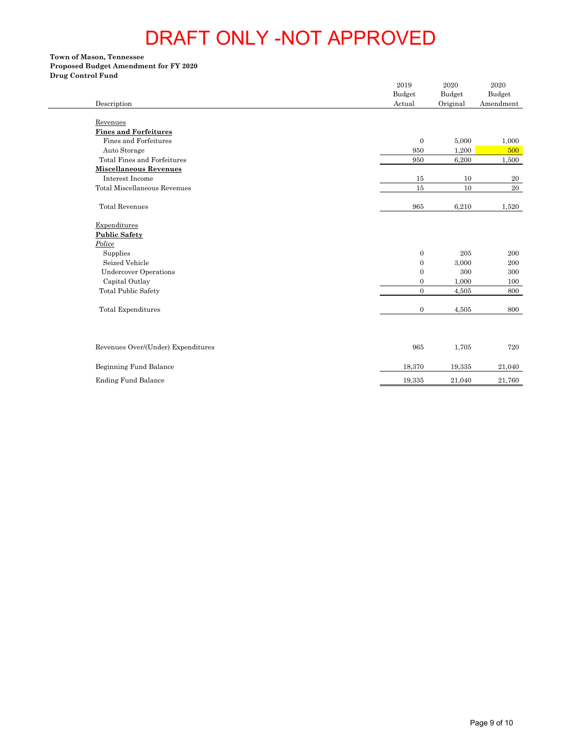# DRAFT ONLY -NOT APPROVED

**Town of Mason, Tennessee**
**Proposed Budget Amendment for FY 2020**
**Drug Control Fund**

| Description | 2019 Budget Actual | 2020 Budget Original | 2020 Budget Amendment |
|---|---|---|---|
| Revenues | | | |
| **Fines and Forfeitures** | | | |
| Fines and Forfeitures | 0 | 5,000 | 1,000 |
| Auto Storage | 950 | 1,200 | 500 |
| Total Fines and Forfeitures | 950 | 6,200 | 1,500 |
| **Miscellaneous Revenues** | | | |
| Interest Income | 15 | 10 | 20 |
| Total Miscellaneous Revenues | 15 | 10 | 20 |
| Total Revenues | 965 | 6,210 | 1,520 |
| Expenditures | | | |
| **Public Safety** | | | |
| *Police* | | | |
| Supplies | 0 | 205 | 200 |
| Seized Vehicle | 0 | 3,000 | 200 |
| Undercover Operations | 0 | 300 | 300 |
| Capital Outlay | 0 | 1,000 | 100 |
| Total Public Safety | 0 | 4,505 | 800 |
| Total Expenditures | 0 | 4,505 | 800 |
| Revenues Over/(Under) Expenditures | 965 | 1,705 | 720 |
| Beginning Fund Balance | 18,370 | 19,335 | 21,040 |
| Ending Fund Balance | 19,335 | 21,040 | 21,760 |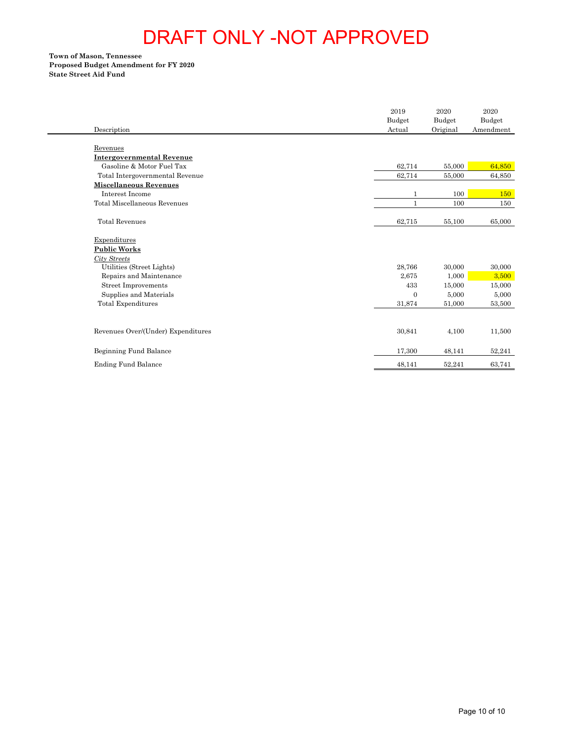# DRAFT ONLY -NOT APPROVED

**Town of Mason, Tennessee**
**Proposed Budget Amendment for FY 2020**
**State Street Aid Fund**

| Description | 2019 Budget Actual | 2020 Budget Original | 2020 Budget Amendment |
|---|---|---|---|
| Revenues | | | |
| **Intergovernmental Revenue** | | | |
| Gasoline & Motor Fuel Tax | 62,714 | 55,000 | 64,850 |
| Total Intergovernmental Revenue | 62,714 | 55,000 | 64,850 |
| **Miscellaneous Revenues** | | | |
| Interest Income | 1 | 100 | 150 |
| Total Miscellaneous Revenues | 1 | 100 | 150 |
| Total Revenues | 62,715 | 55,100 | 65,000 |
| Expenditures | | | |
| **Public Works** | | | |
| *City Streets* | | | |
| Utilities (Street Lights) | 28,766 | 30,000 | 30,000 |
| Repairs and Maintenance | 2,675 | 1,000 | 3,500 |
| Street Improvements | 433 | 15,000 | 15,000 |
| Supplies and Materials | 0 | 5,000 | 5,000 |
| Total Expenditures | 31,874 | 51,000 | 53,500 |
| Revenues Over/(Under) Expenditures | 30,841 | 4,100 | 11,500 |
| Beginning Fund Balance | 17,300 | 48,141 | 52,241 |
| Ending Fund Balance | 48,141 | 52,241 | 63,741 |